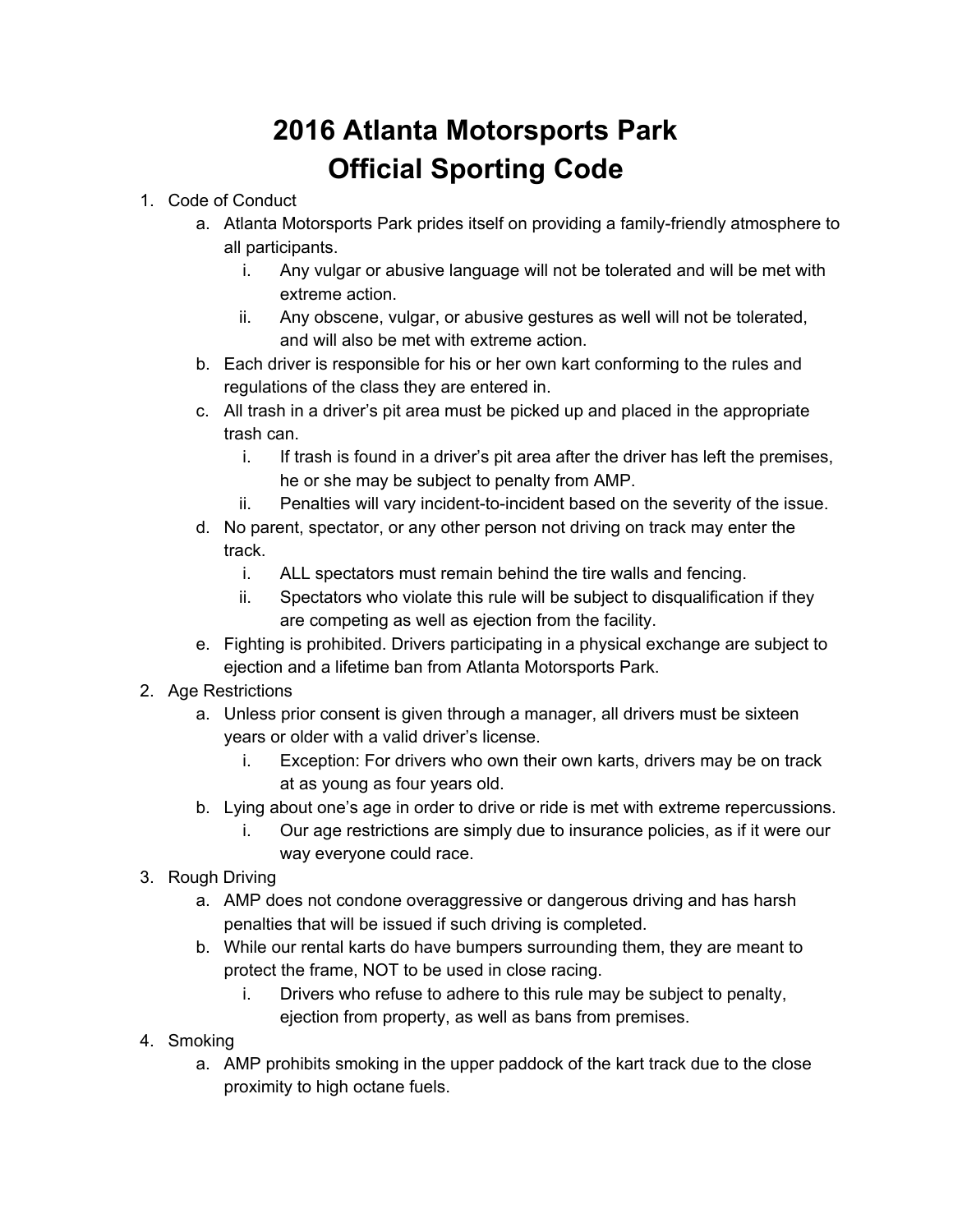# 2016 Atlanta Motorsports Park
# Official Sporting Code

1. Code of Conduct
    a. Atlanta Motorsports Park prides itself on providing a family-friendly atmosphere to all participants.
        i. Any vulgar or abusive language will not be tolerated and will be met with extreme action.
        ii. Any obscene, vulgar, or abusive gestures as well will not be tolerated, and will also be met with extreme action.
    b. Each driver is responsible for his or her own kart conforming to the rules and regulations of the class they are entered in.
    c. All trash in a driver's pit area must be picked up and placed in the appropriate trash can.
        i. If trash is found in a driver's pit area after the driver has left the premises, he or she may be subject to penalty from AMP.
        ii. Penalties will vary incident-to-incident based on the severity of the issue.
    d. No parent, spectator, or any other person not driving on track may enter the track.
        i. ALL spectators must remain behind the tire walls and fencing.
        ii. Spectators who violate this rule will be subject to disqualification if they are competing as well as ejection from the facility.
    e. Fighting is prohibited. Drivers participating in a physical exchange are subject to ejection and a lifetime ban from Atlanta Motorsports Park.
2. Age Restrictions
    a. Unless prior consent is given through a manager, all drivers must be sixteen years or older with a valid driver's license.
        i. Exception: For drivers who own their own karts, drivers may be on track at as young as four years old.
    b. Lying about one's age in order to drive or ride is met with extreme repercussions.
        i. Our age restrictions are simply due to insurance policies, as if it were our way everyone could race.
3. Rough Driving
    a. AMP does not condone overaggressive or dangerous driving and has harsh penalties that will be issued if such driving is completed.
    b. While our rental karts do have bumpers surrounding them, they are meant to protect the frame, NOT to be used in close racing.
        i. Drivers who refuse to adhere to this rule may be subject to penalty, ejection from property, as well as bans from premises.
4. Smoking
    a. AMP prohibits smoking in the upper paddock of the kart track due to the close proximity to high octane fuels.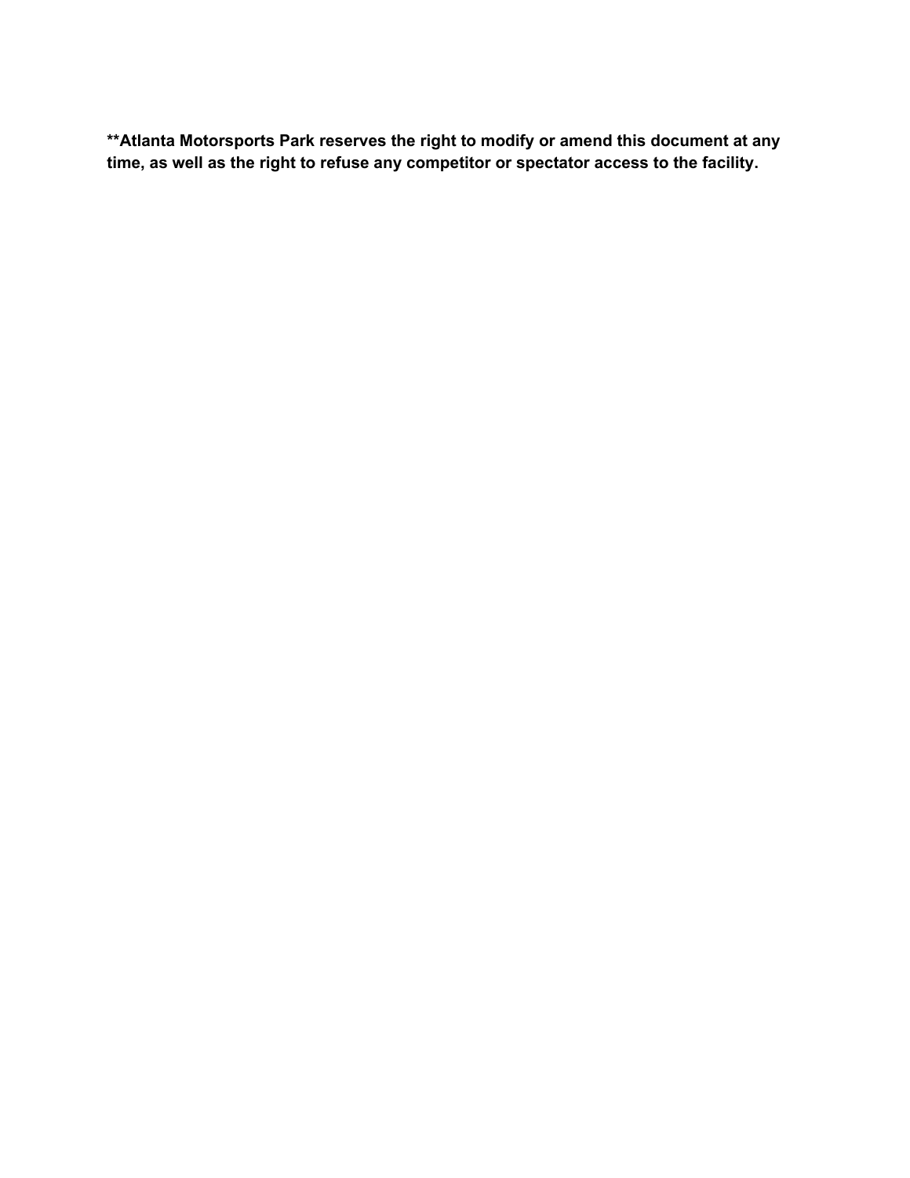**Atlanta Motorsports Park reserves the right to modify or amend this document at any time, as well as the right to refuse any competitor or spectator access to the facility.**